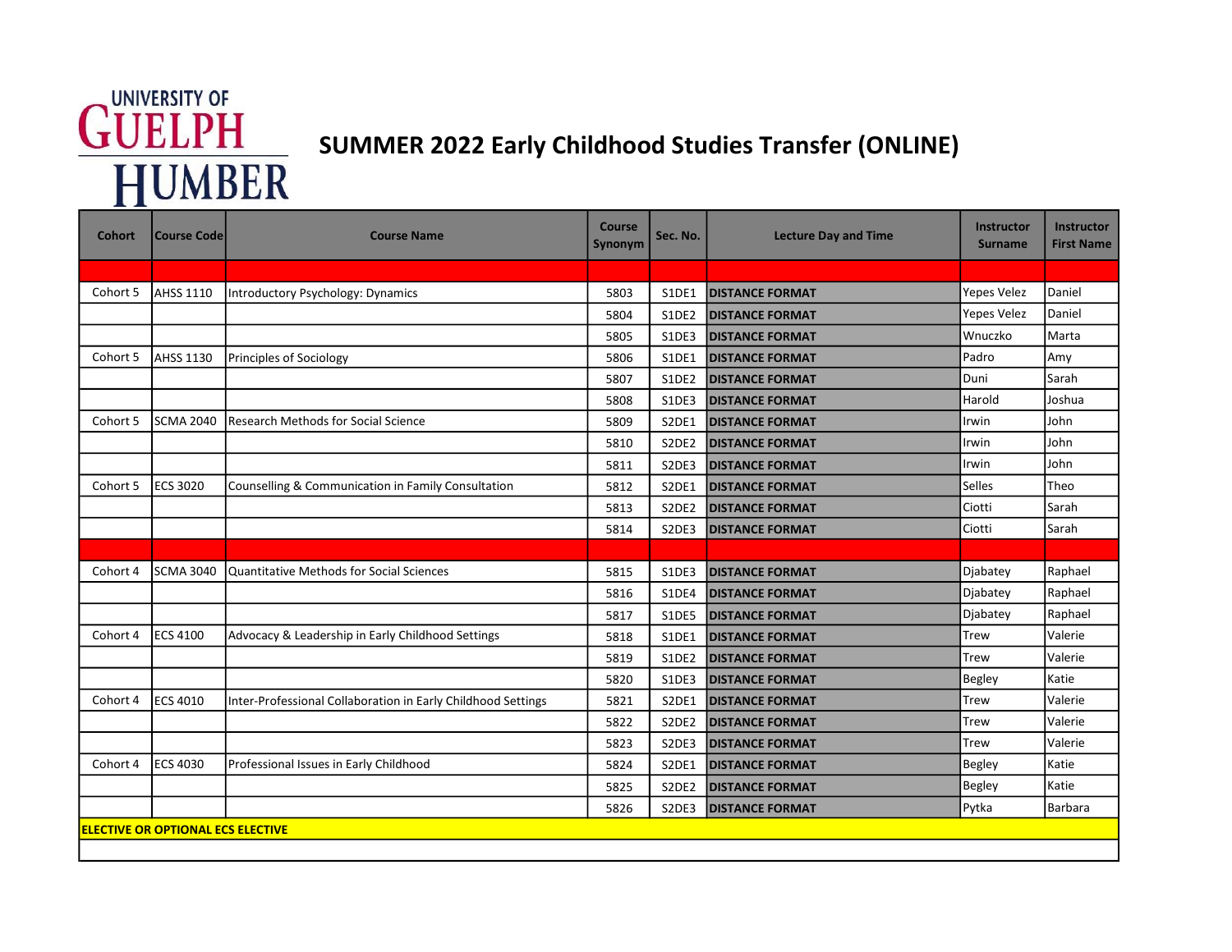# SUMMER 2022 Early Childhood Studies Transfer (ONLINE)

| Cohort | Course Code | Course Name | Course Synonym | Sec. No. | Lecture Day and Time | Instructor Surname | Instructor First Name |
|---|---|---|---|---|---|---|---|
| | | | | | | | |
| Cohort 5 | AHSS 1110 | Introductory Psychology: Dynamics | 5803 | S1DE1 | **DISTANCE FORMAT** | Yepes Velez | Daniel |
| | | | 5804 | S1DE2 | **DISTANCE FORMAT** | Yepes Velez | Daniel |
| | | | 5805 | S1DE3 | **DISTANCE FORMAT** | Wnuczko | Marta |
| Cohort 5 | AHSS 1130 | Principles of Sociology | 5806 | S1DE1 | **DISTANCE FORMAT** | Padro | Amy |
| | | | 5807 | S1DE2 | **DISTANCE FORMAT** | Duni | Sarah |
| | | | 5808 | S1DE3 | **DISTANCE FORMAT** | Harold | Joshua |
| Cohort 5 | SCMA 2040 | Research Methods for Social Science | 5809 | S2DE1 | **DISTANCE FORMAT** | Irwin | John |
| | | | 5810 | S2DE2 | **DISTANCE FORMAT** | Irwin | John |
| | | | 5811 | S2DE3 | **DISTANCE FORMAT** | Irwin | John |
| Cohort 5 | ECS 3020 | Counselling & Communication in Family Consultation | 5812 | S2DE1 | **DISTANCE FORMAT** | Selles | Theo |
| | | | 5813 | S2DE2 | **DISTANCE FORMAT** | Ciotti | Sarah |
| | | | 5814 | S2DE3 | **DISTANCE FORMAT** | Ciotti | Sarah |
| | | | | | | | |
| Cohort 4 | SCMA 3040 | Quantitative Methods for Social Sciences | 5815 | S1DE3 | **DISTANCE FORMAT** | Djabatey | Raphael |
| | | | 5816 | S1DE4 | **DISTANCE FORMAT** | Djabatey | Raphael |
| | | | 5817 | S1DE5 | **DISTANCE FORMAT** | Djabatey | Raphael |
| Cohort 4 | ECS 4100 | Advocacy & Leadership in Early Childhood Settings | 5818 | S1DE1 | **DISTANCE FORMAT** | Trew | Valerie |
| | | | 5819 | S1DE2 | **DISTANCE FORMAT** | Trew | Valerie |
| | | | 5820 | S1DE3 | **DISTANCE FORMAT** | Begley | Katie |
| Cohort 4 | ECS 4010 | Inter-Professional Collaboration in Early Childhood Settings | 5821 | S2DE1 | **DISTANCE FORMAT** | Trew | Valerie |
| | | | 5822 | S2DE2 | **DISTANCE FORMAT** | Trew | Valerie |
| | | | 5823 | S2DE3 | **DISTANCE FORMAT** | Trew | Valerie |
| Cohort 4 | ECS 4030 | Professional Issues in Early Childhood | 5824 | S2DE1 | **DISTANCE FORMAT** | Begley | Katie |
| | | | 5825 | S2DE2 | **DISTANCE FORMAT** | Begley | Katie |
| | | | 5826 | S2DE3 | **DISTANCE FORMAT** | Pytka | Barbara |
| **ELECTIVE OR OPTIONAL ECS ELECTIVE** | | | | | | | |
| | | | | | | | |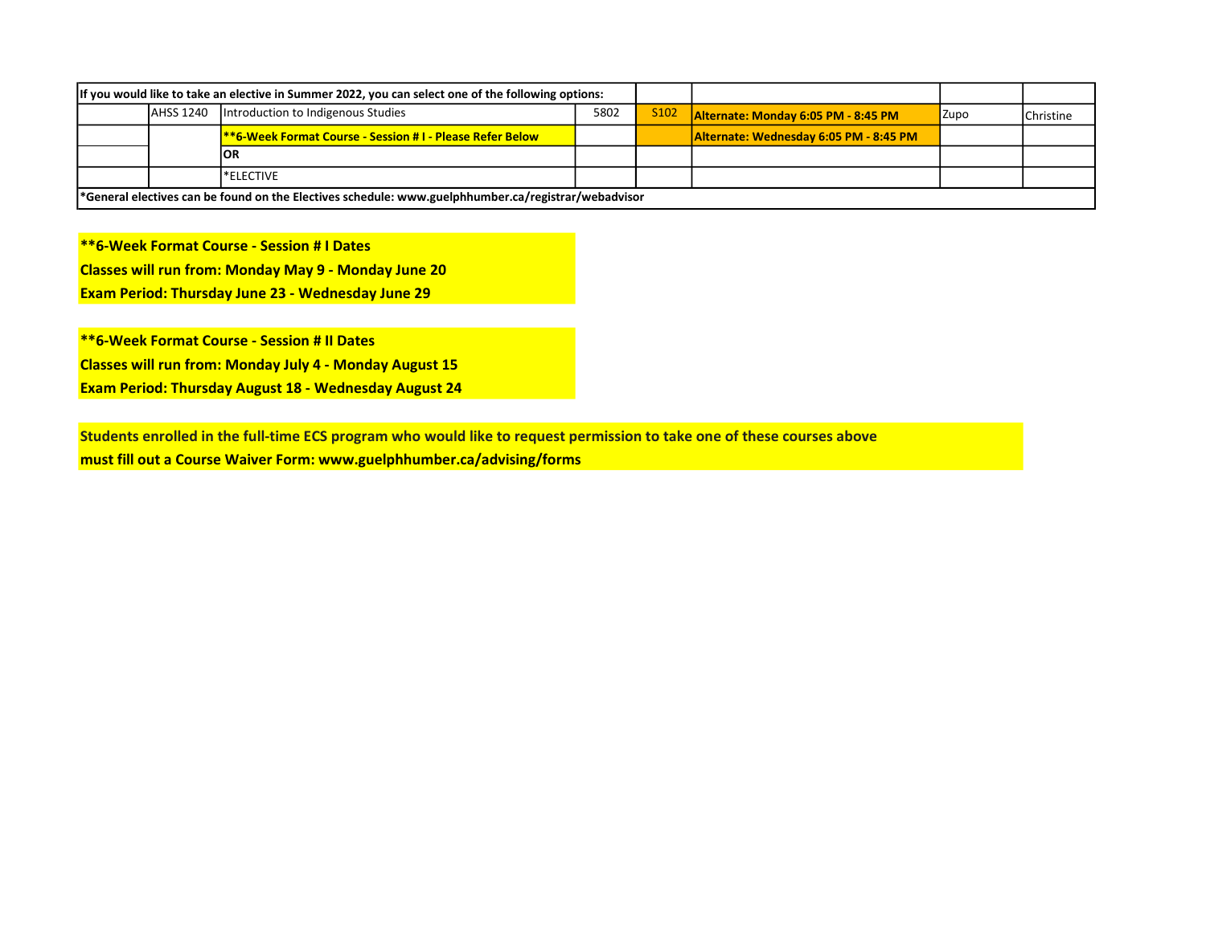| If you would like to take an elective in Summer 2022, you can select one of the following options: | | | | | | | |
|---|---|---|---|---|---|---|---|
| | AHSS 1240 | Introduction to Indigenous Studies | 5802 | S102 | Alternate: Monday 6:05 PM - 8:45 PM | Zupo | Christine |
| | | **6-Week Format Course - Session # I - Please Refer Below | | | Alternate: Wednesday 6:05 PM - 8:45 PM | | |
| | | **OR** | | | | | |
| | | *ELECTIVE | | | | | |
| *General electives can be found on the Electives schedule: www.guelphhumber.ca/registrar/webadvisor | | | | | | | |

**\*\*6-Week Format Course - Session # I Dates**
**Classes will run from: Monday May 9 - Monday June 20**
**Exam Period: Thursday June 23 - Wednesday June 29**

**\*\*6-Week Format Course - Session # II Dates**
**Classes will run from: Monday July 4 - Monday August 15**
**Exam Period: Thursday August 18 - Wednesday August 24**

**Students enrolled in the full-time ECS program who would like to request permission to take one of these courses above must fill out a Course Waiver Form: www.guelphhumber.ca/advising/forms**